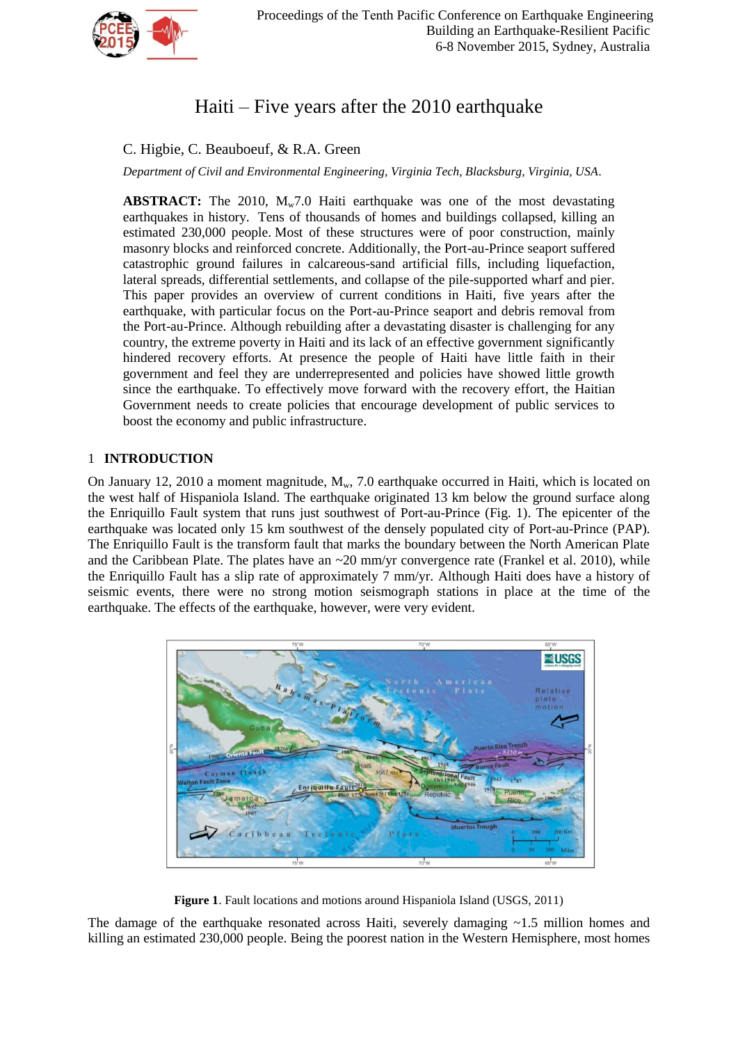# Haiti – Five years after the 2010 earthquake

C. Higbie, C. Beauboeuf, & R.A. Green

*Department of Civil and Environmental Engineering, Virginia Tech, Blacksburg, Virginia, USA.*

**ABSTRACT:** The 2010, $M_w$7.0 Haiti earthquake was one of the most devastating earthquakes in history. Tens of thousands of homes and buildings collapsed, killing an estimated 230,000 people. Most of these structures were of poor construction, mainly masonry blocks and reinforced concrete. Additionally, the Port-au-Prince seaport suffered catastrophic ground failures in calcareous-sand artificial fills, including liquefaction, lateral spreads, differential settlements, and collapse of the pile-supported wharf and pier. This paper provides an overview of current conditions in Haiti, five years after the earthquake, with particular focus on the Port-au-Prince seaport and debris removal from the Port-au-Prince. Although rebuilding after a devastating disaster is challenging for any country, the extreme poverty in Haiti and its lack of an effective government significantly hindered recovery efforts. At presence the people of Haiti have little faith in their government and feel they are underrepresented and policies have showed little growth since the earthquake. To effectively move forward with the recovery effort, the Haitian Government needs to create policies that encourage development of public services to boost the economy and public infrastructure.

## 1 INTRODUCTION

On January 12, 2010 a moment magnitude, $M_w$, 7.0 earthquake occurred in Haiti, which is located on the west half of Hispaniola Island. The earthquake originated 13 km below the ground surface along the Enriquillo Fault system that runs just southwest of Port-au-Prince (Fig. 1). The epicenter of the earthquake was located only 15 km southwest of the densely populated city of Port-au-Prince (PAP). The Enriquillo Fault is the transform fault that marks the boundary between the North American Plate and the Caribbean Plate. The plates have an ~20 mm/yr convergence rate (Frankel et al. 2010), while the Enriquillo Fault has a slip rate of approximately 7 mm/yr. Although Haiti does have a history of seismic events, there were no strong motion seismograph stations in place at the time of the earthquake. The effects of the earthquake, however, were very evident.

**Figure 1**. Fault locations and motions around Hispaniola Island (USGS, 2011)

The damage of the earthquake resonated across Haiti, severely damaging ~1.5 million homes and killing an estimated 230,000 people. Being the poorest nation in the Western Hemisphere, most homes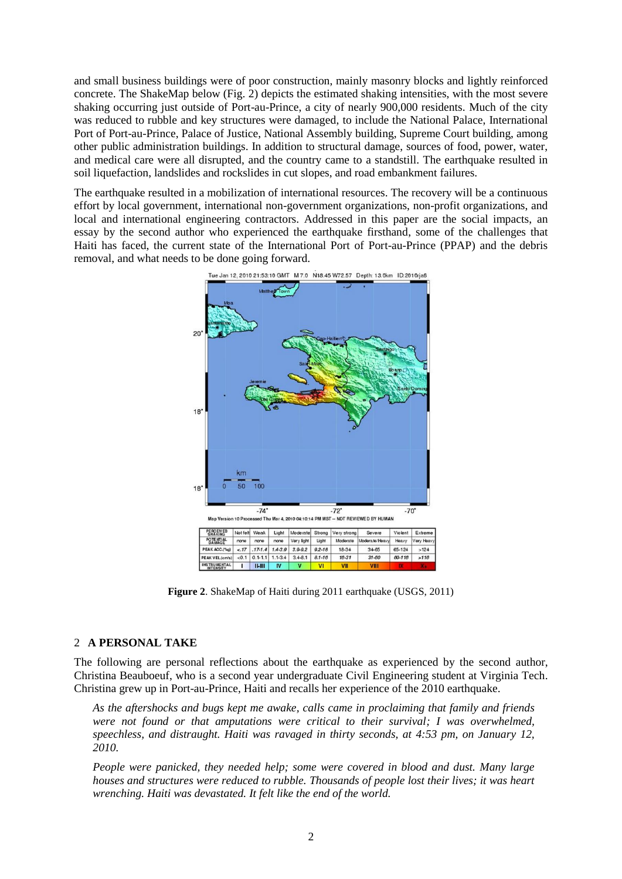and small business buildings were of poor construction, mainly masonry blocks and lightly reinforced concrete. The ShakeMap below (Fig. 2) depicts the estimated shaking intensities, with the most severe shaking occurring just outside of Port-au-Prince, a city of nearly 900,000 residents. Much of the city was reduced to rubble and key structures were damaged, to include the National Palace, International Port of Port-au-Prince, Palace of Justice, National Assembly building, Supreme Court building, among other public administration buildings. In addition to structural damage, sources of food, power, water, and medical care were all disrupted, and the country came to a standstill. The earthquake resulted in soil liquefaction, landslides and rockslides in cut slopes, and road embankment failures.

The earthquake resulted in a mobilization of international resources. The recovery will be a continuous effort by local government, international non-government organizations, non-profit organizations, and local and international engineering contractors. Addressed in this paper are the social impacts, an essay by the second author who experienced the earthquake firsthand, some of the challenges that Haiti has faced, the current state of the International Port of Port-au-Prince (PPAP) and the debris removal, and what needs to be done going forward.

| PERCEIVED SHAKING | Not felt | Weak | Light | Moderate | Strong | Very strong | Severe | Violent | Extreme |
|---|---|---|---|---|---|---|---|---|---|
| POTENTIAL DAMAGE | none | none | none | Very light | Light | Moderate | Moderate/Heavy | Heavy | Very Heavy |
| PEAK ACC.(%g) | <.17 | .17-1.4 | 1.4-3.9 | 3.9-9.2 | 9.2-18 | 18-34 | 34-65 | 65-124 | >124 |
| PEAK VEL.(cm/s) | <0.1 | 0.1-1.1 | 1.1-3.4 | 3.4-8.1 | 8.1-16 | 16-31 | 31-60 | 60-116 | >116 |
| INSTRUMENTAL INTENSITY | I | II-III | IV | V | VI | VII | VIII | IX | X+ |

**Figure 2**. ShakeMap of Haiti during 2011 earthquake (USGS, 2011)

## 2 A PERSONAL TAKE

The following are personal reflections about the earthquake as experienced by the second author, Christina Beauboeuf, who is a second year undergraduate Civil Engineering student at Virginia Tech. Christina grew up in Port-au-Prince, Haiti and recalls her experience of the 2010 earthquake.

> *As the aftershocks and bugs kept me awake, calls came in proclaiming that family and friends were not found or that amputations were critical to their survival; I was overwhelmed, speechless, and distraught. Haiti was ravaged in thirty seconds, at 4:53 pm, on January 12, 2010.*
>
> *People were panicked, they needed help; some were covered in blood and dust. Many large houses and structures were reduced to rubble. Thousands of people lost their lives; it was heart wrenching. Haiti was devastated. It felt like the end of the world.*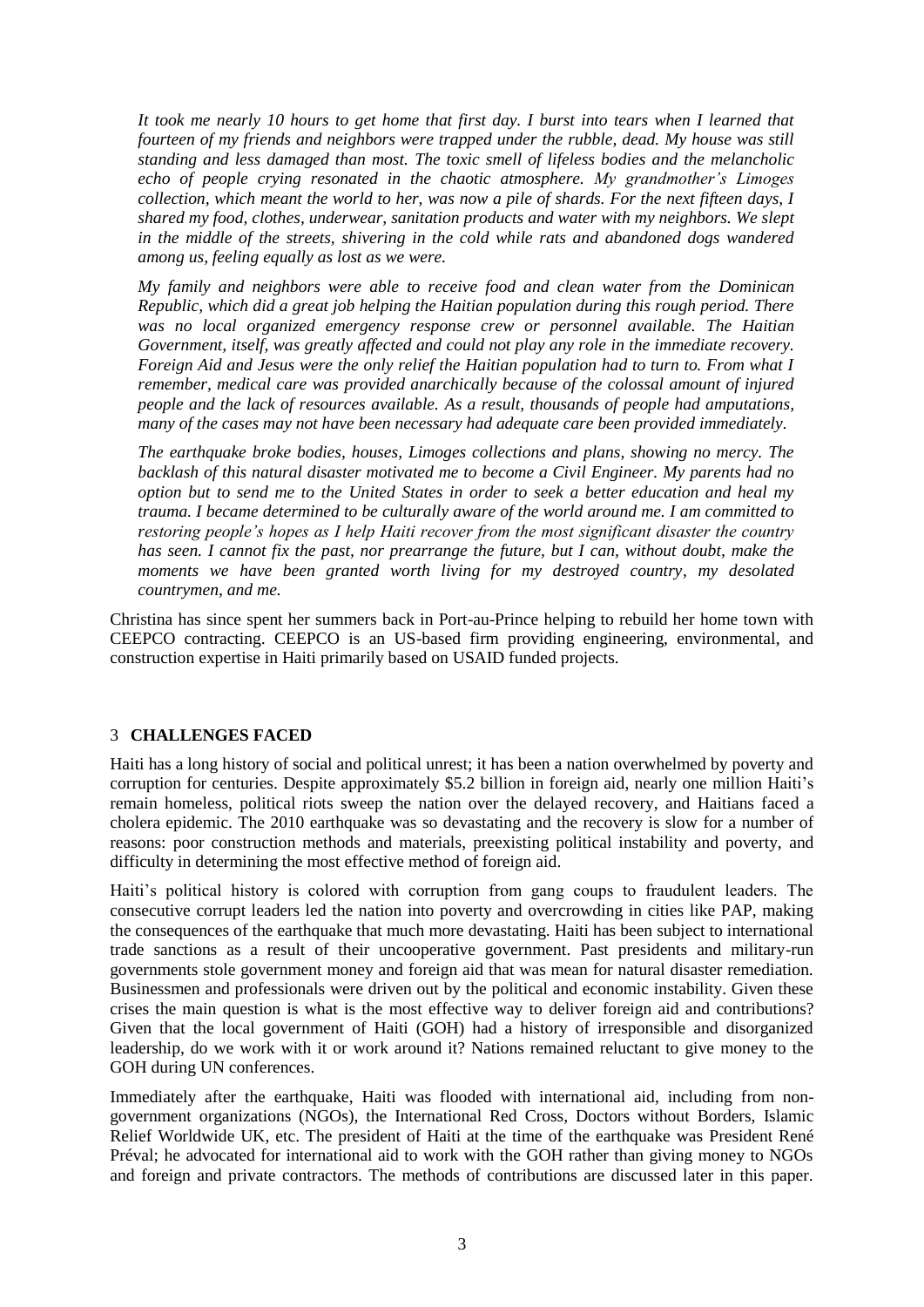*It took me nearly 10 hours to get home that first day. I burst into tears when I learned that fourteen of my friends and neighbors were trapped under the rubble, dead. My house was still standing and less damaged than most. The toxic smell of lifeless bodies and the melancholic echo of people crying resonated in the chaotic atmosphere. My grandmother's Limoges collection, which meant the world to her, was now a pile of shards. For the next fifteen days, I shared my food, clothes, underwear, sanitation products and water with my neighbors. We slept in the middle of the streets, shivering in the cold while rats and abandoned dogs wandered among us, feeling equally as lost as we were.*

*My family and neighbors were able to receive food and clean water from the Dominican Republic, which did a great job helping the Haitian population during this rough period. There was no local organized emergency response crew or personnel available. The Haitian Government, itself, was greatly affected and could not play any role in the immediate recovery. Foreign Aid and Jesus were the only relief the Haitian population had to turn to. From what I remember, medical care was provided anarchically because of the colossal amount of injured people and the lack of resources available. As a result, thousands of people had amputations, many of the cases may not have been necessary had adequate care been provided immediately.*

*The earthquake broke bodies, houses, Limoges collections and plans, showing no mercy. The backlash of this natural disaster motivated me to become a Civil Engineer. My parents had no option but to send me to the United States in order to seek a better education and heal my trauma. I became determined to be culturally aware of the world around me. I am committed to restoring people's hopes as I help Haiti recover from the most significant disaster the country has seen. I cannot fix the past, nor prearrange the future, but I can, without doubt, make the moments we have been granted worth living for my destroyed country, my desolated countrymen, and me.*

Christina has since spent her summers back in Port-au-Prince helping to rebuild her home town with CEEPCO contracting. CEEPCO is an US-based firm providing engineering, environmental, and construction expertise in Haiti primarily based on USAID funded projects.

## 3 CHALLENGES FACED

Haiti has a long history of social and political unrest; it has been a nation overwhelmed by poverty and corruption for centuries. Despite approximately \$5.2 billion in foreign aid, nearly one million Haiti's remain homeless, political riots sweep the nation over the delayed recovery, and Haitians faced a cholera epidemic. The 2010 earthquake was so devastating and the recovery is slow for a number of reasons: poor construction methods and materials, preexisting political instability and poverty, and difficulty in determining the most effective method of foreign aid.

Haiti's political history is colored with corruption from gang coups to fraudulent leaders. The consecutive corrupt leaders led the nation into poverty and overcrowding in cities like PAP, making the consequences of the earthquake that much more devastating. Haiti has been subject to international trade sanctions as a result of their uncooperative government. Past presidents and military-run governments stole government money and foreign aid that was mean for natural disaster remediation. Businessmen and professionals were driven out by the political and economic instability. Given these crises the main question is what is the most effective way to deliver foreign aid and contributions? Given that the local government of Haiti (GOH) had a history of irresponsible and disorganized leadership, do we work with it or work around it? Nations remained reluctant to give money to the GOH during UN conferences.

Immediately after the earthquake, Haiti was flooded with international aid, including from non-government organizations (NGOs), the International Red Cross, Doctors without Borders, Islamic Relief Worldwide UK, etc. The president of Haiti at the time of the earthquake was President René Préval; he advocated for international aid to work with the GOH rather than giving money to NGOs and foreign and private contractors. The methods of contributions are discussed later in this paper.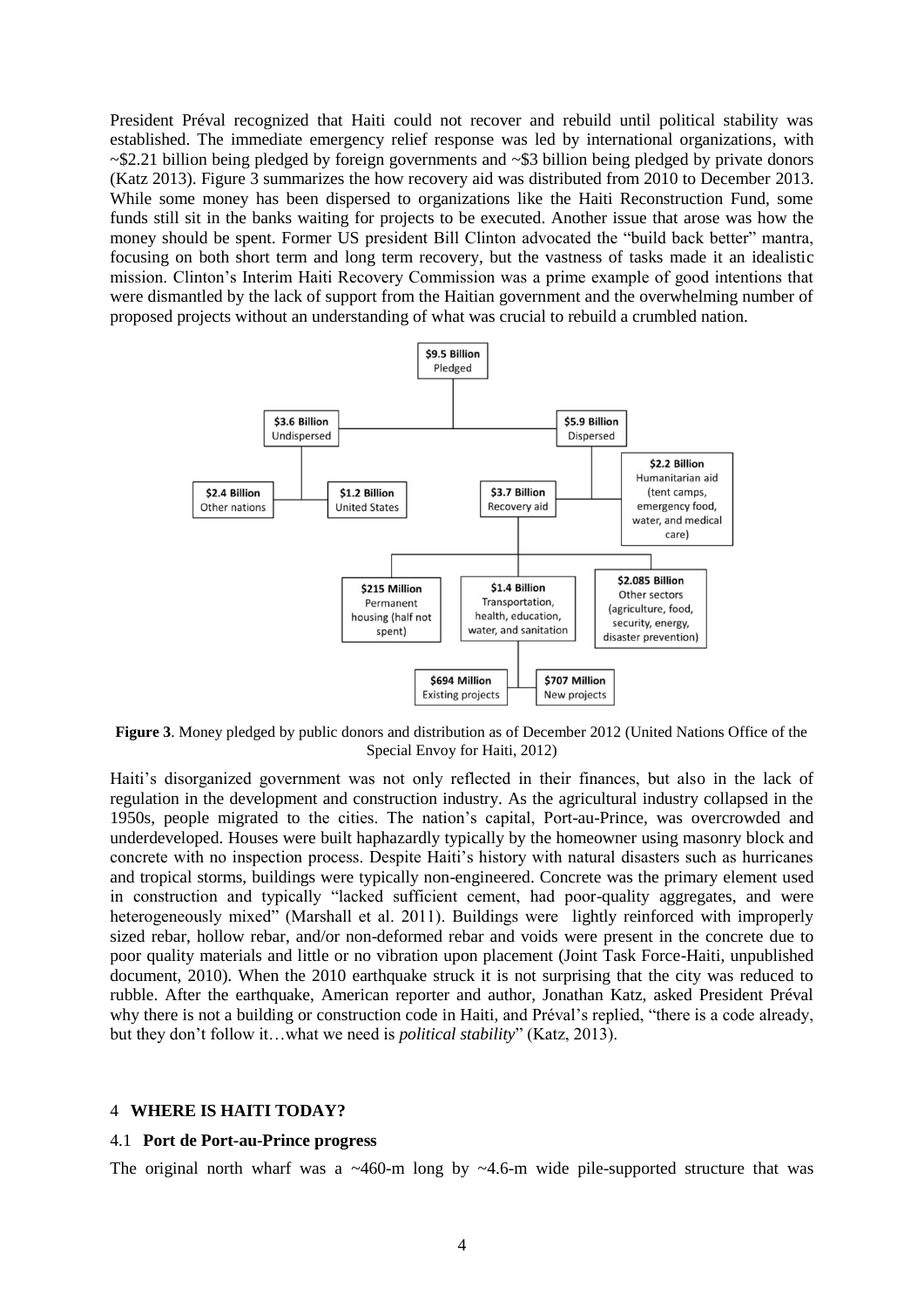President Préval recognized that Haiti could not recover and rebuild until political stability was established. The immediate emergency relief response was led by international organizations, with ~$2.21 billion being pledged by foreign governments and ~$3 billion being pledged by private donors (Katz 2013). Figure 3 summarizes the how recovery aid was distributed from 2010 to December 2013. While some money has been dispersed to organizations like the Haiti Reconstruction Fund, some funds still sit in the banks waiting for projects to be executed. Another issue that arose was how the money should be spent. Former US president Bill Clinton advocated the "build back better" mantra, focusing on both short term and long term recovery, but the vastness of tasks made it an idealistic mission. Clinton's Interim Haiti Recovery Commission was a prime example of good intentions that were dismantled by the lack of support from the Haitian government and the overwhelming number of proposed projects without an understanding of what was crucial to rebuild a crumbled nation.

- $9.5 Billion Pledged
  - $3.6 Billion Undispersed
    - $2.4 Billion Other nations
    - $1.2 Billion United States
  - $5.9 Billion Dispersed
    - $3.7 Billion Recovery aid
      - $215 Million Permanent housing (half not spent)
      - $1.4 Billion Transportation, health, education, water, and sanitation
        - $694 Million Existing projects
        - $707 Million New projects
      - $2.085 Billion Other sectors (agriculture, food, security, energy, disaster prevention)
    - $2.2 Billion Humanitarian aid (tent camps, emergency food, water, and medical care)

**Figure 3**. Money pledged by public donors and distribution as of December 2012 (United Nations Office of the Special Envoy for Haiti, 2012)

Haiti's disorganized government was not only reflected in their finances, but also in the lack of regulation in the development and construction industry. As the agricultural industry collapsed in the 1950s, people migrated to the cities. The nation's capital, Port-au-Prince, was overcrowded and underdeveloped. Houses were built haphazardly typically by the homeowner using masonry block and concrete with no inspection process. Despite Haiti's history with natural disasters such as hurricanes and tropical storms, buildings were typically non-engineered. Concrete was the primary element used in construction and typically "lacked sufficient cement, had poor-quality aggregates, and were heterogeneously mixed" (Marshall et al. 2011). Buildings were lightly reinforced with improperly sized rebar, hollow rebar, and/or non-deformed rebar and voids were present in the concrete due to poor quality materials and little or no vibration upon placement (Joint Task Force-Haiti, unpublished document, 2010). When the 2010 earthquake struck it is not surprising that the city was reduced to rubble. After the earthquake, American reporter and author, Jonathan Katz, asked President Préval why there is not a building or construction code in Haiti, and Préval's replied, "there is a code already, but they don't follow it…what we need is *political stability*" (Katz, 2013).

## 4 WHERE IS HAITI TODAY?

### 4.1 Port de Port-au-Prince progress

The original north wharf was a ~460-m long by ~4.6-m wide pile-supported structure that was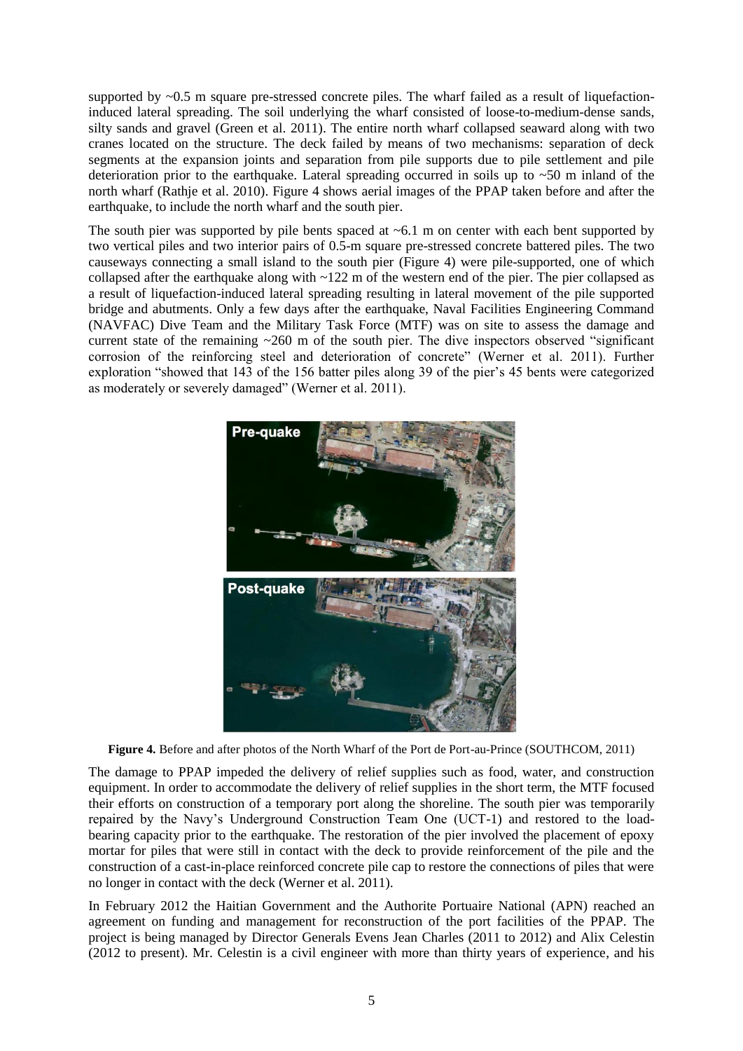supported by ~0.5 m square pre-stressed concrete piles. The wharf failed as a result of liquefaction-induced lateral spreading. The soil underlying the wharf consisted of loose-to-medium-dense sands, silty sands and gravel (Green et al. 2011). The entire north wharf collapsed seaward along with two cranes located on the structure. The deck failed by means of two mechanisms: separation of deck segments at the expansion joints and separation from pile supports due to pile settlement and pile deterioration prior to the earthquake. Lateral spreading occurred in soils up to ~50 m inland of the north wharf (Rathje et al. 2010). Figure 4 shows aerial images of the PPAP taken before and after the earthquake, to include the north wharf and the south pier.

The south pier was supported by pile bents spaced at ~6.1 m on center with each bent supported by two vertical piles and two interior pairs of 0.5-m square pre-stressed concrete battered piles. The two causeways connecting a small island to the south pier (Figure 4) were pile-supported, one of which collapsed after the earthquake along with ~122 m of the western end of the pier. The pier collapsed as a result of liquefaction-induced lateral spreading resulting in lateral movement of the pile supported bridge and abutments. Only a few days after the earthquake, Naval Facilities Engineering Command (NAVFAC) Dive Team and the Military Task Force (MTF) was on site to assess the damage and current state of the remaining ~260 m of the south pier. The dive inspectors observed "significant corrosion of the reinforcing steel and deterioration of concrete" (Werner et al. 2011). Further exploration "showed that 143 of the 156 batter piles along 39 of the pier's 45 bents were categorized as moderately or severely damaged" (Werner et al. 2011).

**Figure 4.** Before and after photos of the North Wharf of the Port de Port-au-Prince (SOUTHCOM, 2011)

The damage to PPAP impeded the delivery of relief supplies such as food, water, and construction equipment. In order to accommodate the delivery of relief supplies in the short term, the MTF focused their efforts on construction of a temporary port along the shoreline. The south pier was temporarily repaired by the Navy's Underground Construction Team One (UCT-1) and restored to the load-bearing capacity prior to the earthquake. The restoration of the pier involved the placement of epoxy mortar for piles that were still in contact with the deck to provide reinforcement of the pile and the construction of a cast-in-place reinforced concrete pile cap to restore the connections of piles that were no longer in contact with the deck (Werner et al. 2011).

In February 2012 the Haitian Government and the Authorite Portuaire National (APN) reached an agreement on funding and management for reconstruction of the port facilities of the PPAP. The project is being managed by Director Generals Evens Jean Charles (2011 to 2012) and Alix Celestin (2012 to present). Mr. Celestin is a civil engineer with more than thirty years of experience, and his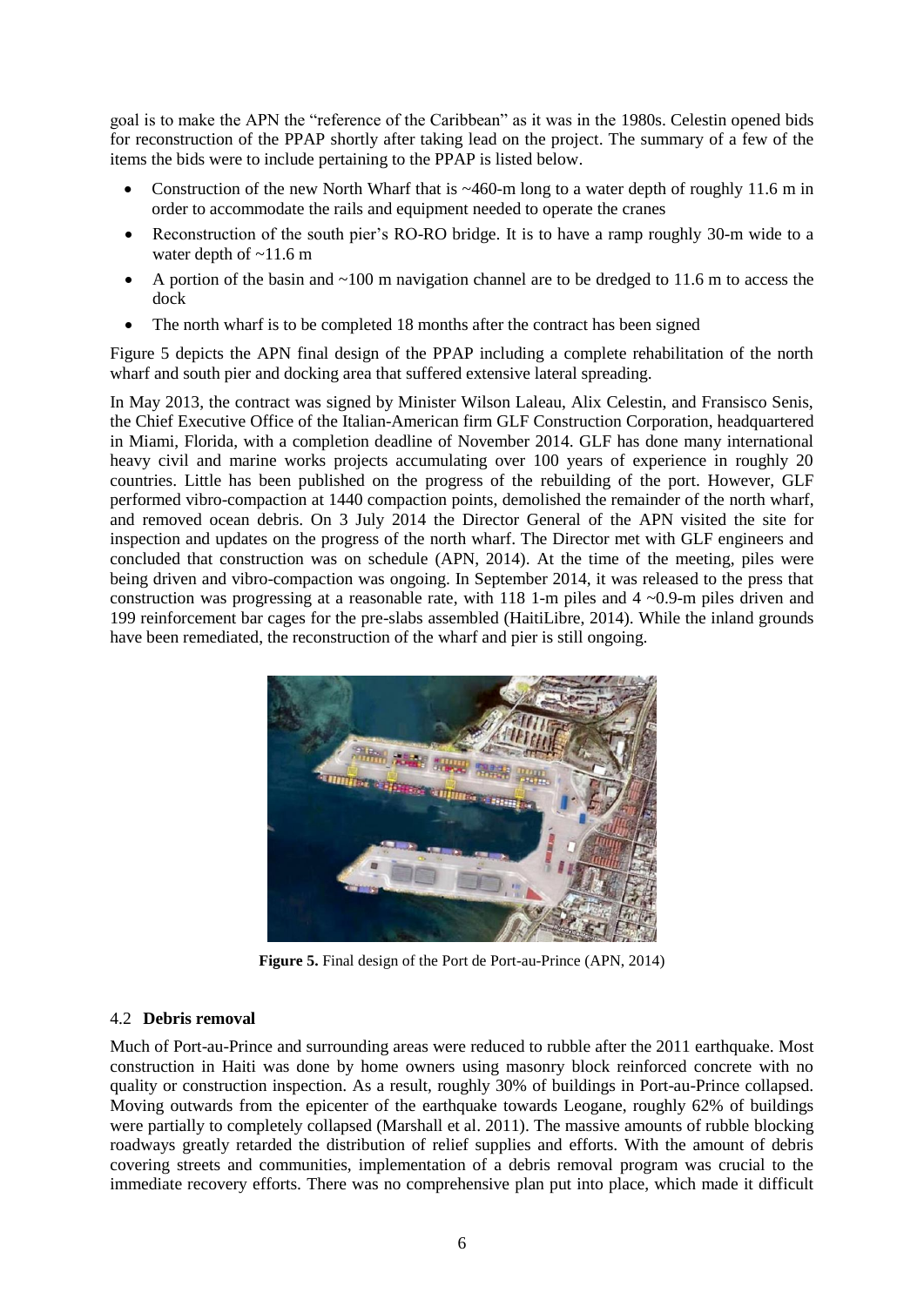goal is to make the APN the "reference of the Caribbean" as it was in the 1980s. Celestin opened bids for reconstruction of the PPAP shortly after taking lead on the project. The summary of a few of the items the bids were to include pertaining to the PPAP is listed below.

- Construction of the new North Wharf that is ~460-m long to a water depth of roughly 11.6 m in order to accommodate the rails and equipment needed to operate the cranes
- Reconstruction of the south pier's RO-RO bridge. It is to have a ramp roughly 30-m wide to a water depth of ~11.6 m
- A portion of the basin and ~100 m navigation channel are to be dredged to 11.6 m to access the dock
- The north wharf is to be completed 18 months after the contract has been signed

Figure 5 depicts the APN final design of the PPAP including a complete rehabilitation of the north wharf and south pier and docking area that suffered extensive lateral spreading.

In May 2013, the contract was signed by Minister Wilson Laleau, Alix Celestin, and Fransisco Senis, the Chief Executive Office of the Italian-American firm GLF Construction Corporation, headquartered in Miami, Florida, with a completion deadline of November 2014. GLF has done many international heavy civil and marine works projects accumulating over 100 years of experience in roughly 20 countries. Little has been published on the progress of the rebuilding of the port. However, GLF performed vibro-compaction at 1440 compaction points, demolished the remainder of the north wharf, and removed ocean debris. On 3 July 2014 the Director General of the APN visited the site for inspection and updates on the progress of the north wharf. The Director met with GLF engineers and concluded that construction was on schedule (APN, 2014). At the time of the meeting, piles were being driven and vibro-compaction was ongoing. In September 2014, it was released to the press that construction was progressing at a reasonable rate, with 118 1-m piles and 4 ~0.9-m piles driven and 199 reinforcement bar cages for the pre-slabs assembled (HaitiLibre, 2014). While the inland grounds have been remediated, the reconstruction of the wharf and pier is still ongoing.

**Figure 5.** Final design of the Port de Port-au-Prince (APN, 2014)

### 4.2 **Debris removal**

Much of Port-au-Prince and surrounding areas were reduced to rubble after the 2011 earthquake. Most construction in Haiti was done by home owners using masonry block reinforced concrete with no quality or construction inspection. As a result, roughly 30% of buildings in Port-au-Prince collapsed. Moving outwards from the epicenter of the earthquake towards Leogane, roughly 62% of buildings were partially to completely collapsed (Marshall et al. 2011). The massive amounts of rubble blocking roadways greatly retarded the distribution of relief supplies and efforts. With the amount of debris covering streets and communities, implementation of a debris removal program was crucial to the immediate recovery efforts. There was no comprehensive plan put into place, which made it difficult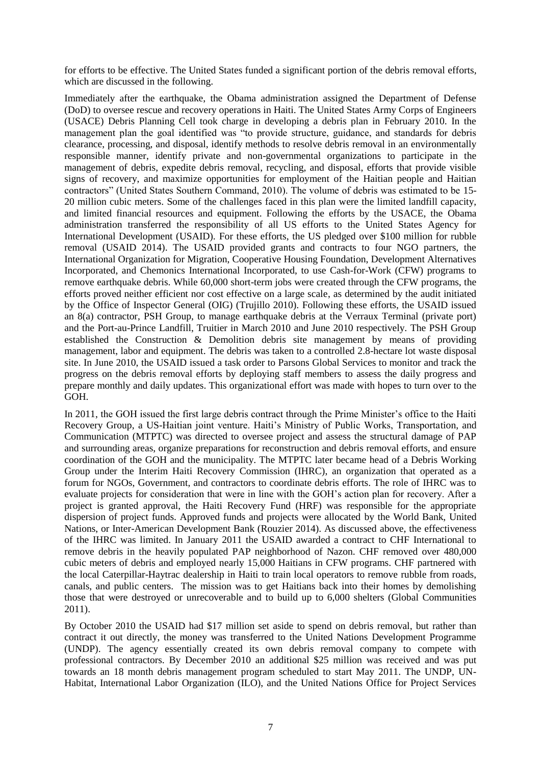for efforts to be effective. The United States funded a significant portion of the debris removal efforts, which are discussed in the following.

Immediately after the earthquake, the Obama administration assigned the Department of Defense (DoD) to oversee rescue and recovery operations in Haiti. The United States Army Corps of Engineers (USACE) Debris Planning Cell took charge in developing a debris plan in February 2010. In the management plan the goal identified was "to provide structure, guidance, and standards for debris clearance, processing, and disposal, identify methods to resolve debris removal in an environmentally responsible manner, identify private and non-governmental organizations to participate in the management of debris, expedite debris removal, recycling, and disposal, efforts that provide visible signs of recovery, and maximize opportunities for employment of the Haitian people and Haitian contractors" (United States Southern Command, 2010). The volume of debris was estimated to be 15-20 million cubic meters. Some of the challenges faced in this plan were the limited landfill capacity, and limited financial resources and equipment. Following the efforts by the USACE, the Obama administration transferred the responsibility of all US efforts to the United States Agency for International Development (USAID). For these efforts, the US pledged over $100 million for rubble removal (USAID 2014). The USAID provided grants and contracts to four NGO partners, the International Organization for Migration, Cooperative Housing Foundation, Development Alternatives Incorporated, and Chemonics International Incorporated, to use Cash-for-Work (CFW) programs to remove earthquake debris. While 60,000 short-term jobs were created through the CFW programs, the efforts proved neither efficient nor cost effective on a large scale, as determined by the audit initiated by the Office of Inspector General (OIG) (Trujillo 2010). Following these efforts, the USAID issued an 8(a) contractor, PSH Group, to manage earthquake debris at the Verraux Terminal (private port) and the Port-au-Prince Landfill, Truitier in March 2010 and June 2010 respectively. The PSH Group established the Construction & Demolition debris site management by means of providing management, labor and equipment. The debris was taken to a controlled 2.8-hectare lot waste disposal site. In June 2010, the USAID issued a task order to Parsons Global Services to monitor and track the progress on the debris removal efforts by deploying staff members to assess the daily progress and prepare monthly and daily updates. This organizational effort was made with hopes to turn over to the GOH.

In 2011, the GOH issued the first large debris contract through the Prime Minister's office to the Haiti Recovery Group, a US-Haitian joint venture. Haiti's Ministry of Public Works, Transportation, and Communication (MTPTC) was directed to oversee project and assess the structural damage of PAP and surrounding areas, organize preparations for reconstruction and debris removal efforts, and ensure coordination of the GOH and the municipality. The MTPTC later became head of a Debris Working Group under the Interim Haiti Recovery Commission (IHRC), an organization that operated as a forum for NGOs, Government, and contractors to coordinate debris efforts. The role of IHRC was to evaluate projects for consideration that were in line with the GOH's action plan for recovery. After a project is granted approval, the Haiti Recovery Fund (HRF) was responsible for the appropriate dispersion of project funds. Approved funds and projects were allocated by the World Bank, United Nations, or Inter-American Development Bank (Rouzier 2014). As discussed above, the effectiveness of the IHRC was limited. In January 2011 the USAID awarded a contract to CHF International to remove debris in the heavily populated PAP neighborhood of Nazon. CHF removed over 480,000 cubic meters of debris and employed nearly 15,000 Haitians in CFW programs. CHF partnered with the local Caterpillar-Haytrac dealership in Haiti to train local operators to remove rubble from roads, canals, and public centers. The mission was to get Haitians back into their homes by demolishing those that were destroyed or unrecoverable and to build up to 6,000 shelters (Global Communities 2011).

By October 2010 the USAID had $17 million set aside to spend on debris removal, but rather than contract it out directly, the money was transferred to the United Nations Development Programme (UNDP). The agency essentially created its own debris removal company to compete with professional contractors. By December 2010 an additional $25 million was received and was put towards an 18 month debris management program scheduled to start May 2011. The UNDP, UN-Habitat, International Labor Organization (ILO), and the United Nations Office for Project Services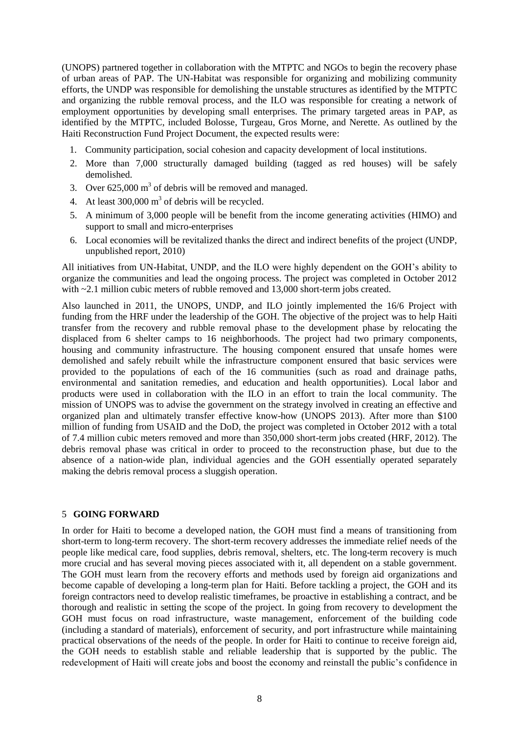(UNOPS) partnered together in collaboration with the MTPTC and NGOs to begin the recovery phase of urban areas of PAP. The UN-Habitat was responsible for organizing and mobilizing community efforts, the UNDP was responsible for demolishing the unstable structures as identified by the MTPTC and organizing the rubble removal process, and the ILO was responsible for creating a network of employment opportunities by developing small enterprises. The primary targeted areas in PAP, as identified by the MTPTC, included Bolosse, Turgeau, Gros Morne, and Nerette. As outlined by the Haiti Reconstruction Fund Project Document, the expected results were:

1. Community participation, social cohesion and capacity development of local institutions.
2. More than 7,000 structurally damaged building (tagged as red houses) will be safely demolished.
3. Over 625,000 $m^3$ of debris will be removed and managed.
4. At least 300,000 $m^3$ of debris will be recycled.
5. A minimum of 3,000 people will be benefit from the income generating activities (HIMO) and support to small and micro-enterprises
6. Local economies will be revitalized thanks the direct and indirect benefits of the project (UNDP, unpublished report, 2010)

All initiatives from UN-Habitat, UNDP, and the ILO were highly dependent on the GOH's ability to organize the communities and lead the ongoing process. The project was completed in October 2012 with ~2.1 million cubic meters of rubble removed and 13,000 short-term jobs created.

Also launched in 2011, the UNOPS, UNDP, and ILO jointly implemented the 16/6 Project with funding from the HRF under the leadership of the GOH. The objective of the project was to help Haiti transfer from the recovery and rubble removal phase to the development phase by relocating the displaced from 6 shelter camps to 16 neighborhoods. The project had two primary components, housing and community infrastructure. The housing component ensured that unsafe homes were demolished and safely rebuilt while the infrastructure component ensured that basic services were provided to the populations of each of the 16 communities (such as road and drainage paths, environmental and sanitation remedies, and education and health opportunities). Local labor and products were used in collaboration with the ILO in an effort to train the local community. The mission of UNOPS was to advise the government on the strategy involved in creating an effective and organized plan and ultimately transfer effective know-how (UNOPS 2013). After more than \$100 million of funding from USAID and the DoD, the project was completed in October 2012 with a total of 7.4 million cubic meters removed and more than 350,000 short-term jobs created (HRF, 2012). The debris removal phase was critical in order to proceed to the reconstruction phase, but due to the absence of a nation-wide plan, individual agencies and the GOH essentially operated separately making the debris removal process a sluggish operation.

## 5 GOING FORWARD

In order for Haiti to become a developed nation, the GOH must find a means of transitioning from short-term to long-term recovery. The short-term recovery addresses the immediate relief needs of the people like medical care, food supplies, debris removal, shelters, etc. The long-term recovery is much more crucial and has several moving pieces associated with it, all dependent on a stable government. The GOH must learn from the recovery efforts and methods used by foreign aid organizations and become capable of developing a long-term plan for Haiti. Before tackling a project, the GOH and its foreign contractors need to develop realistic timeframes, be proactive in establishing a contract, and be thorough and realistic in setting the scope of the project. In going from recovery to development the GOH must focus on road infrastructure, waste management, enforcement of the building code (including a standard of materials), enforcement of security, and port infrastructure while maintaining practical observations of the needs of the people. In order for Haiti to continue to receive foreign aid, the GOH needs to establish stable and reliable leadership that is supported by the public. The redevelopment of Haiti will create jobs and boost the economy and reinstall the public's confidence in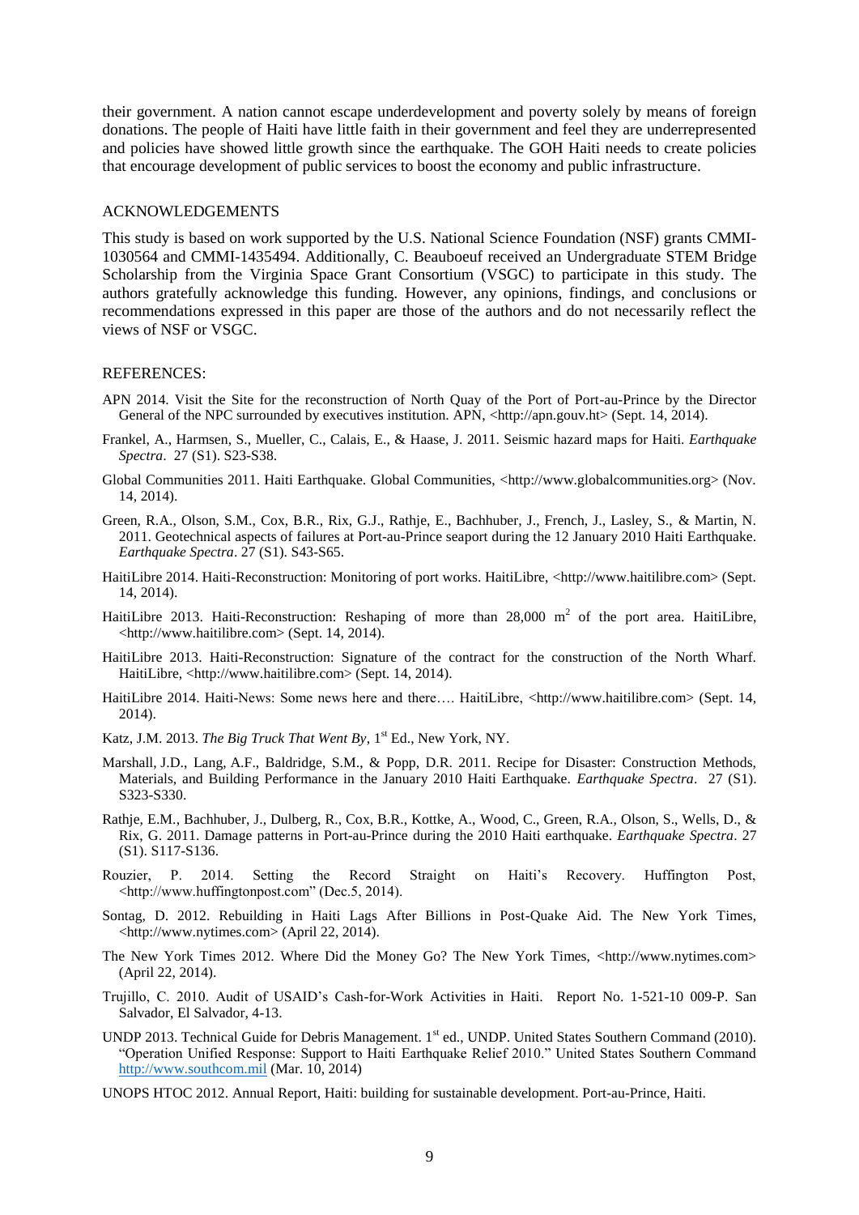their government. A nation cannot escape underdevelopment and poverty solely by means of foreign donations. The people of Haiti have little faith in their government and feel they are underrepresented and policies have showed little growth since the earthquake. The GOH Haiti needs to create policies that encourage development of public services to boost the economy and public infrastructure.

## ACKNOWLEDGEMENTS

This study is based on work supported by the U.S. National Science Foundation (NSF) grants CMMI-1030564 and CMMI-1435494. Additionally, C. Beauboeuf received an Undergraduate STEM Bridge Scholarship from the Virginia Space Grant Consortium (VSGC) to participate in this study. The authors gratefully acknowledge this funding. However, any opinions, findings, and conclusions or recommendations expressed in this paper are those of the authors and do not necessarily reflect the views of NSF or VSGC.

## REFERENCES:

APN 2014. Visit the Site for the reconstruction of North Quay of the Port of Port-au-Prince by the Director General of the NPC surrounded by executives institution. APN, <http://apn.gouv.ht> (Sept. 14, 2014).

Frankel, A., Harmsen, S., Mueller, C., Calais, E., & Haase, J. 2011. Seismic hazard maps for Haiti. *Earthquake Spectra*. 27 (S1). S23-S38.

Global Communities 2011. Haiti Earthquake. Global Communities, <http://www.globalcommunities.org> (Nov. 14, 2014).

Green, R.A., Olson, S.M., Cox, B.R., Rix, G.J., Rathje, E., Bachhuber, J., French, J., Lasley, S., & Martin, N. 2011. Geotechnical aspects of failures at Port-au-Prince seaport during the 12 January 2010 Haiti Earthquake. *Earthquake Spectra*. 27 (S1). S43-S65.

HaitiLibre 2014. Haiti-Reconstruction: Monitoring of port works. HaitiLibre, <http://www.haitilibre.com> (Sept. 14, 2014).

HaitiLibre 2013. Haiti-Reconstruction: Reshaping of more than 28,000 $m^2$ of the port area. HaitiLibre, <http://www.haitilibre.com> (Sept. 14, 2014).

HaitiLibre 2013. Haiti-Reconstruction: Signature of the contract for the construction of the North Wharf. HaitiLibre, <http://www.haitilibre.com> (Sept. 14, 2014).

HaitiLibre 2014. Haiti-News: Some news here and there…. HaitiLibre, <http://www.haitilibre.com> (Sept. 14, 2014).

Katz, J.M. 2013. *The Big Truck That Went By*, 1st Ed., New York, NY.

Marshall, J.D., Lang, A.F., Baldridge, S.M., & Popp, D.R. 2011. Recipe for Disaster: Construction Methods, Materials, and Building Performance in the January 2010 Haiti Earthquake. *Earthquake Spectra*. 27 (S1). S323-S330.

Rathje, E.M., Bachhuber, J., Dulberg, R., Cox, B.R., Kottke, A., Wood, C., Green, R.A., Olson, S., Wells, D., & Rix, G. 2011. Damage patterns in Port-au-Prince during the 2010 Haiti earthquake. *Earthquake Spectra*. 27 (S1). S117-S136.

Rouzier, P. 2014. Setting the Record Straight on Haiti's Recovery. Huffington Post, <http://www.huffingtonpost.com" (Dec.5, 2014).

Sontag, D. 2012. Rebuilding in Haiti Lags After Billions in Post-Quake Aid. The New York Times, <http://www.nytimes.com> (April 22, 2014).

The New York Times 2012. Where Did the Money Go? The New York Times, <http://www.nytimes.com> (April 22, 2014).

Trujillo, C. 2010. Audit of USAID's Cash-for-Work Activities in Haiti. Report No. 1-521-10 009-P. San Salvador, El Salvador, 4-13.

UNDP 2013. Technical Guide for Debris Management. 1st ed., UNDP. United States Southern Command (2010). "Operation Unified Response: Support to Haiti Earthquake Relief 2010." United States Southern Command http://www.southcom.mil (Mar. 10, 2014)

UNOPS HTOC 2012. Annual Report, Haiti: building for sustainable development. Port-au-Prince, Haiti.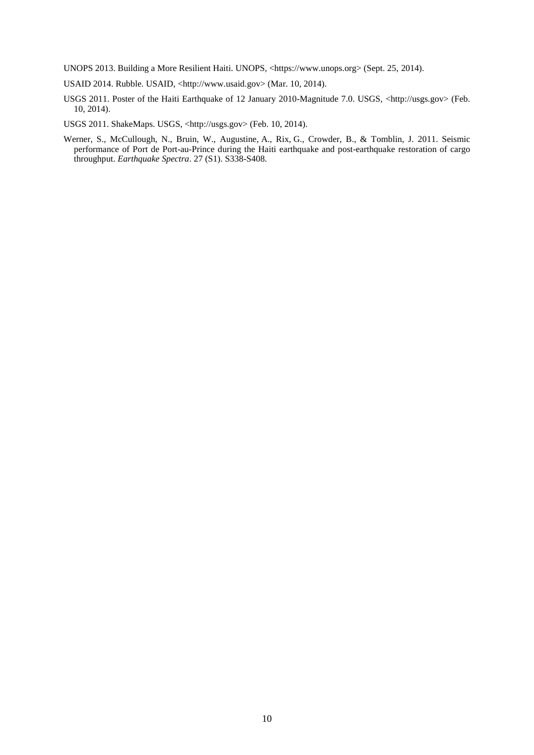UNOPS 2013. Building a More Resilient Haiti. UNOPS, <https://www.unops.org> (Sept. 25, 2014).

USAID 2014. Rubble. USAID, <http://www.usaid.gov> (Mar. 10, 2014).

USGS 2011. Poster of the Haiti Earthquake of 12 January 2010-Magnitude 7.0. USGS, <http://usgs.gov> (Feb. 10, 2014).

USGS 2011. ShakeMaps. USGS, <http://usgs.gov> (Feb. 10, 2014).

Werner, S., McCullough, N., Bruin, W., Augustine, A., Rix, G., Crowder, B., & Tomblin, J. 2011. Seismic performance of Port de Port-au-Prince during the Haiti earthquake and post-earthquake restoration of cargo throughput. *Earthquake Spectra*. 27 (S1). S338-S408.